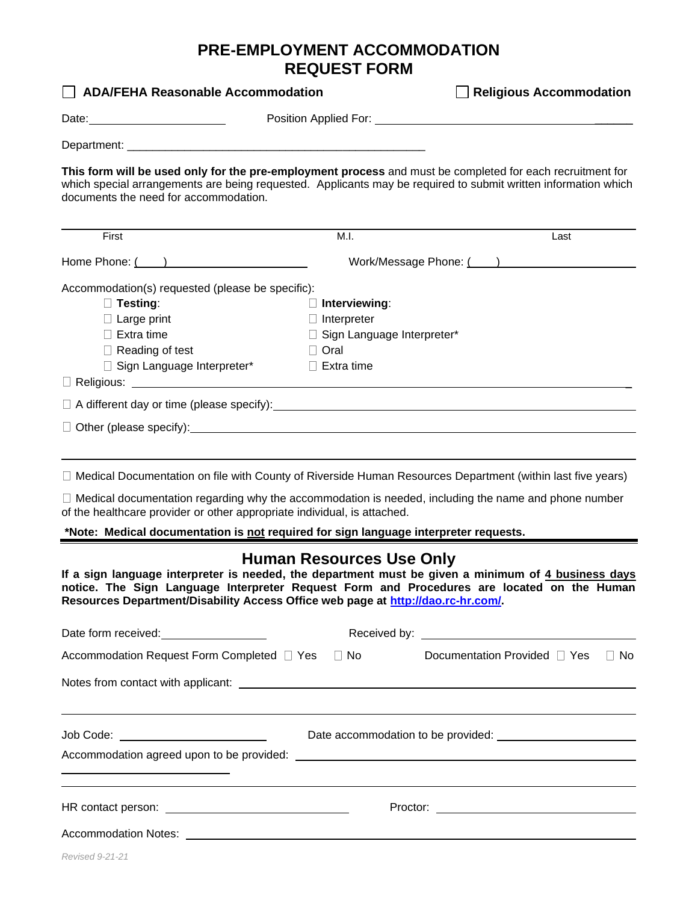# PRE-EMPLOYMENT ACCOMMODATION REQUEST FORM

☐ **ADA/FEHA Reasonable Accommodation** ☐ **Religious Accommodation**

Date: ____________________ Position Applied For: ______________________________________

Department: ______________________________________________

**This form will be used only for the pre-employment process** and must be completed for each recruitment for which special arrangements are being requested. Applicants may be required to submit written information which documents the need for accommodation.

| First | M.I. | Last |
|---|---|---|
| | | |

Home Phone: (    ) ______________________ Work/Message Phone: (    ) ______________________

Accommodation(s) requested (please be specific):

- ☐ **Testing**:
  - ☐ Large print
  - ☐ Extra time
  - ☐ Reading of test
  - ☐ Sign Language Interpreter*
- ☐ **Interviewing**:
  - ☐ Interpreter
  - ☐ Sign Language Interpreter*
  - ☐ Oral
  - ☐ Extra time

☐ Religious: ______________________________________________________________________

☐ A different day or time (please specify): ___________________________________________

☐ Other (please specify): _________________________________________________________

☐ Medical Documentation on file with County of Riverside Human Resources Department (within last five years)

☐ Medical documentation regarding why the accommodation is needed, including the name and phone number of the healthcare provider or other appropriate individual, is attached.

**\*Note: Medical documentation is <u>not</u> required for sign language interpreter requests.**

## Human Resources Use Only

**If a sign language interpreter is needed, the department must be given a minimum of <u>4 business days</u> notice. The Sign Language Interpreter Request Form and Procedures are located on the Human Resources Department/Disability Access Office web page at [http://dao.rc-hr.com/](http://dao.rc-hr.com/).**

Date form received: ________________ Received by: ______________________________

Accommodation Request Form Completed ☐ Yes ☐ No Documentation Provided ☐ Yes ☐ No

Notes from contact with applicant: ______________________________________________

Job Code: ______________________ Date accommodation to be provided: ____________________

Accommodation agreed upon to be provided: ________________________________________

HR contact person: ____________________________ Proctor: ______________________________

Accommodation Notes: __________________________________________________________

*Revised 9-21-21*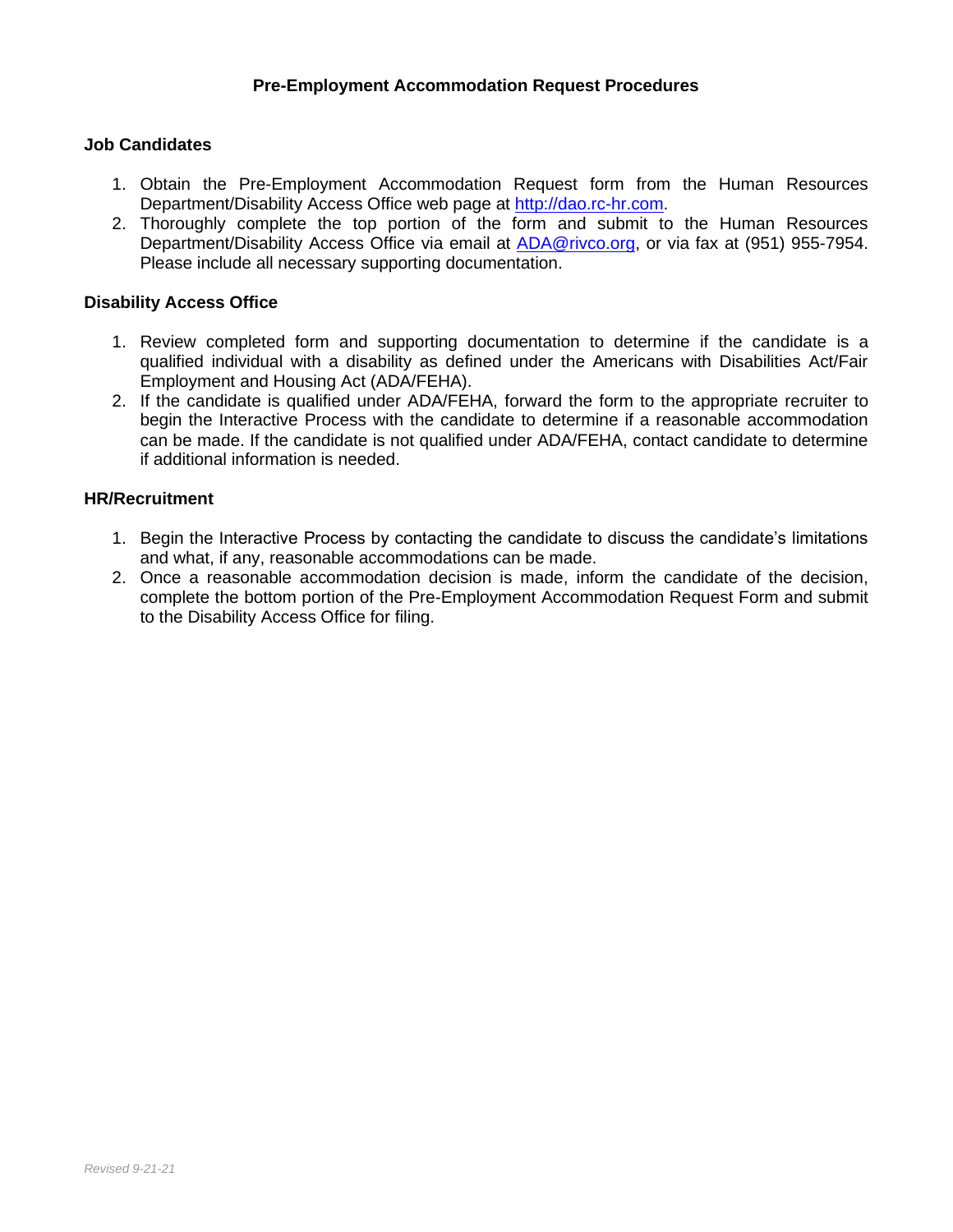# Pre-Employment Accommodation Request Procedures

## Job Candidates

1. Obtain the Pre-Employment Accommodation Request form from the Human Resources Department/Disability Access Office web page at http://dao.rc-hr.com.
2. Thoroughly complete the top portion of the form and submit to the Human Resources Department/Disability Access Office via email at ADA@rivco.org, or via fax at (951) 955-7954. Please include all necessary supporting documentation.

## Disability Access Office

1. Review completed form and supporting documentation to determine if the candidate is a qualified individual with a disability as defined under the Americans with Disabilities Act/Fair Employment and Housing Act (ADA/FEHA).
2. If the candidate is qualified under ADA/FEHA, forward the form to the appropriate recruiter to begin the Interactive Process with the candidate to determine if a reasonable accommodation can be made. If the candidate is not qualified under ADA/FEHA, contact candidate to determine if additional information is needed.

## HR/Recruitment

1. Begin the Interactive Process by contacting the candidate to discuss the candidate's limitations and what, if any, reasonable accommodations can be made.
2. Once a reasonable accommodation decision is made, inform the candidate of the decision, complete the bottom portion of the Pre-Employment Accommodation Request Form and submit to the Disability Access Office for filing.

*Revised 9-21-21*